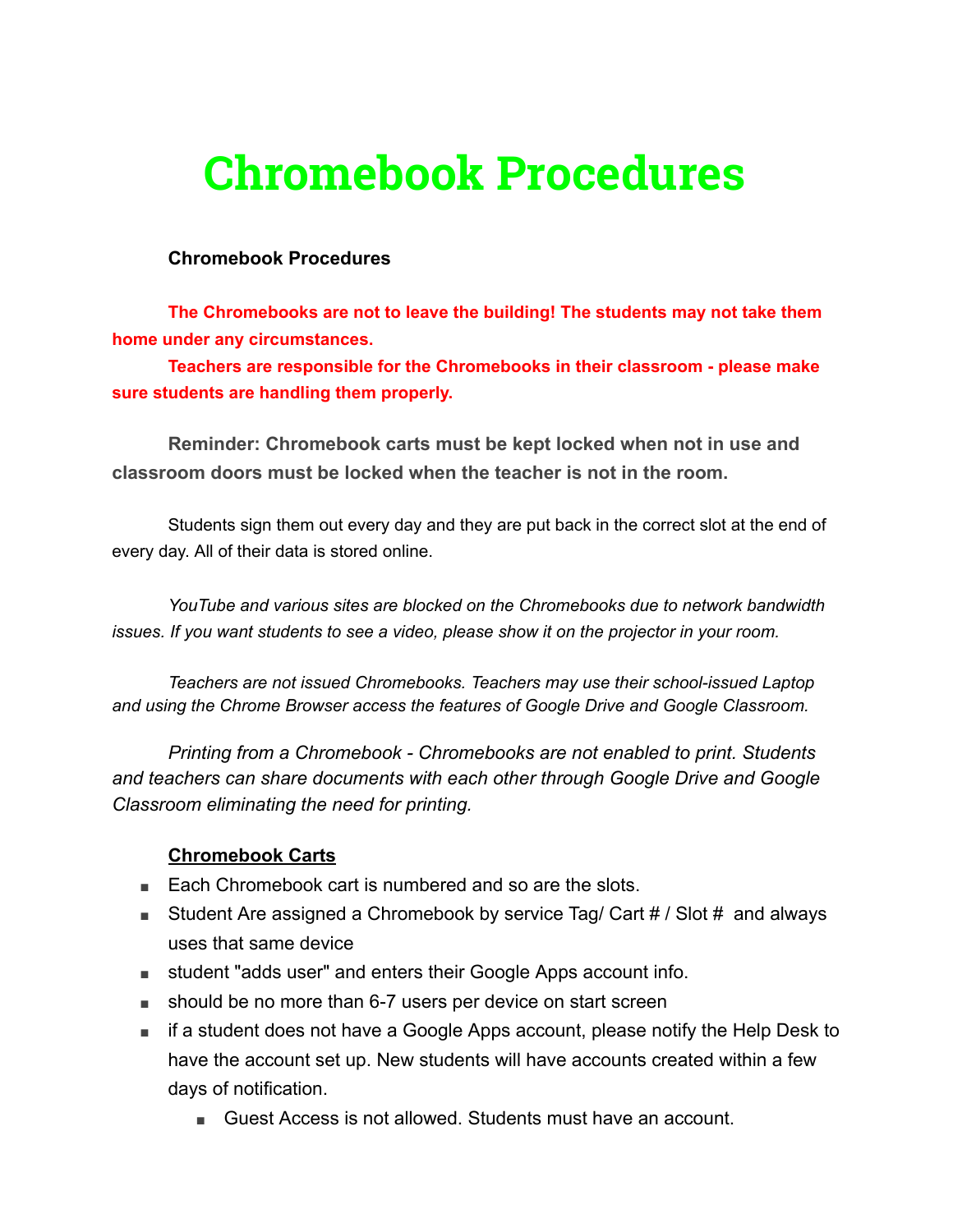# Chromebook Procedures

**Chromebook Procedures**

**The Chromebooks are not to leave the building! The students may not take them home under any circumstances.**

**Teachers are responsible for the Chromebooks in their classroom - please make sure students are handling them properly.**

**Reminder: Chromebook carts must be kept locked when not in use and classroom doors must be locked when the teacher is not in the room.**

Students sign them out every day and they are put back in the correct slot at the end of every day. All of their data is stored online.

*YouTube and various sites are blocked on the Chromebooks due to network bandwidth issues. If you want students to see a video, please show it on the projector in your room.*

*Teachers are not issued Chromebooks. Teachers may use their school-issued Laptop and using the Chrome Browser access the features of Google Drive and Google Classroom.*

*Printing from a Chromebook - Chromebooks are not enabled to print. Students and teachers can share documents with each other through Google Drive and Google Classroom eliminating the need for printing.*

**Chromebook Carts**

- Each Chromebook cart is numbered and so are the slots.
- Student Are assigned a Chromebook by service Tag/ Cart # / Slot # and always uses that same device
- student "adds user" and enters their Google Apps account info.
- should be no more than 6-7 users per device on start screen
- if a student does not have a Google Apps account, please notify the Help Desk to have the account set up. New students will have accounts created within a few days of notification.
  - Guest Access is not allowed. Students must have an account.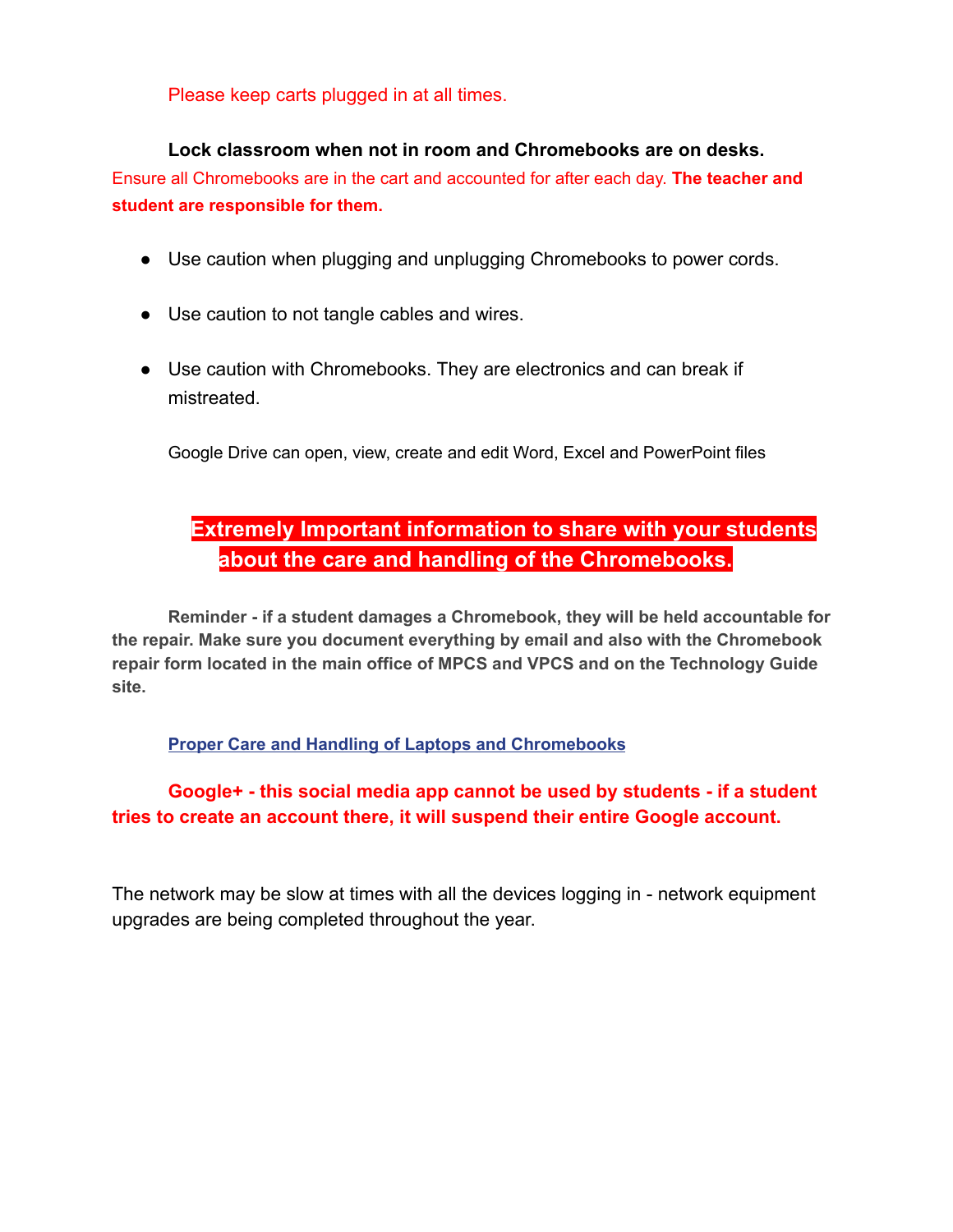Please keep carts plugged in at all times.

**Lock classroom when not in room and Chromebooks are on desks.**

Ensure all Chromebooks are in the cart and accounted for after each day. **The teacher and student are responsible for them.**

- Use caution when plugging and unplugging Chromebooks to power cords.
- Use caution to not tangle cables and wires.
- Use caution with Chromebooks. They are electronics and can break if mistreated.

Google Drive can open, view, create and edit Word, Excel and PowerPoint files

## Extremely Important information to share with your students about the care and handling of the Chromebooks.

**Reminder - if a student damages a Chromebook, they will be held accountable for the repair. Make sure you document everything by email and also with the Chromebook repair form located in the main office of MPCS and VPCS and on the Technology Guide site.**

**Proper Care and Handling of Laptops and Chromebooks**

**Google+ - this social media app cannot be used by students - if a student tries to create an account there, it will suspend their entire Google account.**

The network may be slow at times with all the devices logging in - network equipment upgrades are being completed throughout the year.